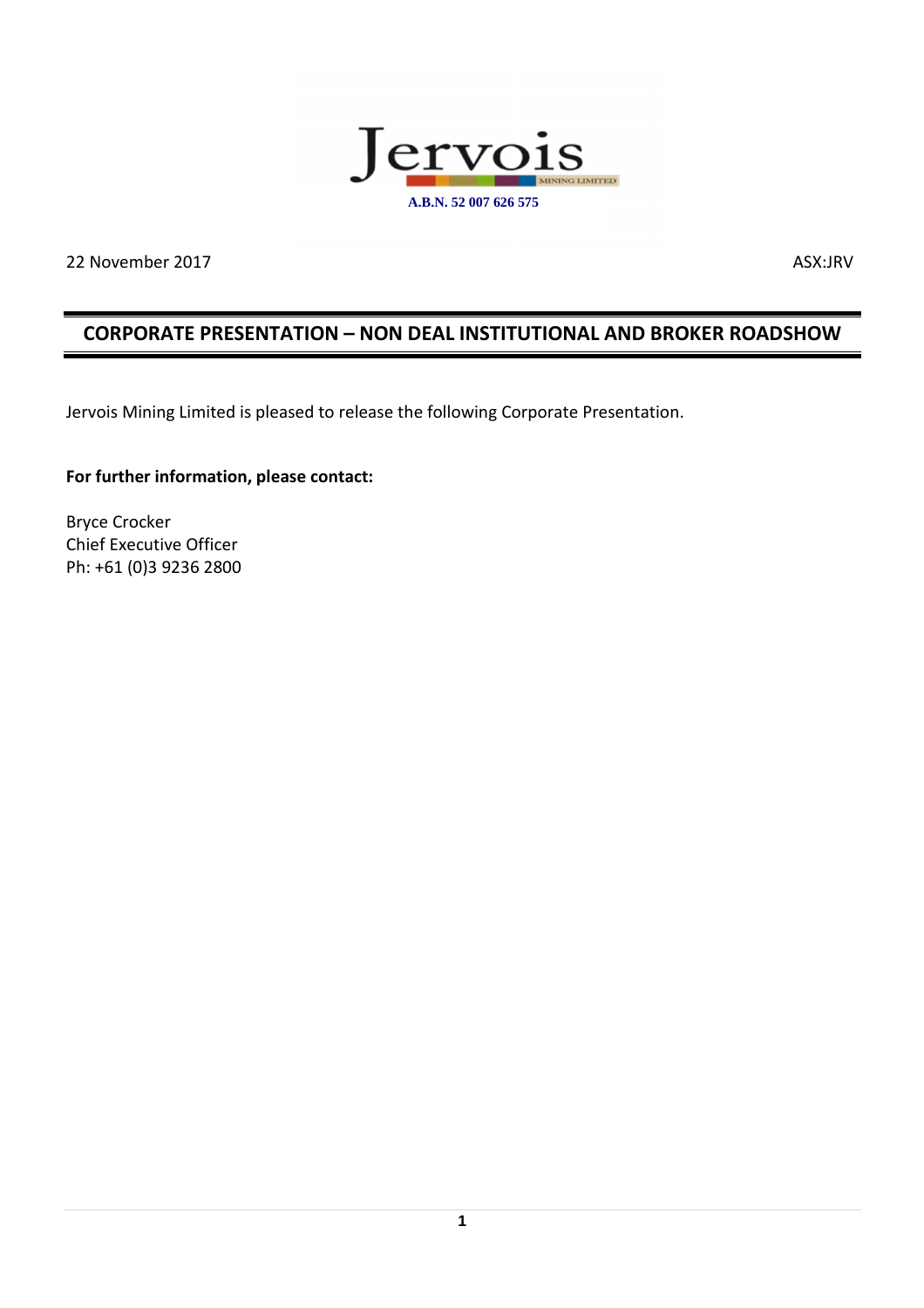Jervois

MINING LIMITED

A.B.N. 52 007 626 575

22 November 2017

ASX:JRV

## CORPORATE PRESENTATION – NON DEAL INSTITUTIONAL AND BROKER ROADSHOW

Jervois Mining Limited is pleased to release the following Corporate Presentation.

**For further information, please contact:**

Bryce Crocker
Chief Executive Officer
Ph: +61 (0)3 9236 2800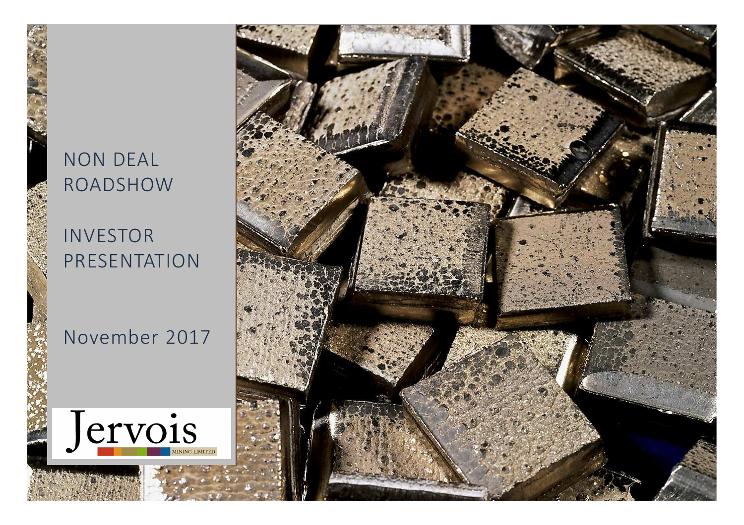NON DEAL ROADSHOW

INVESTOR PRESENTATION

November 2017

Jervois MINING LIMITED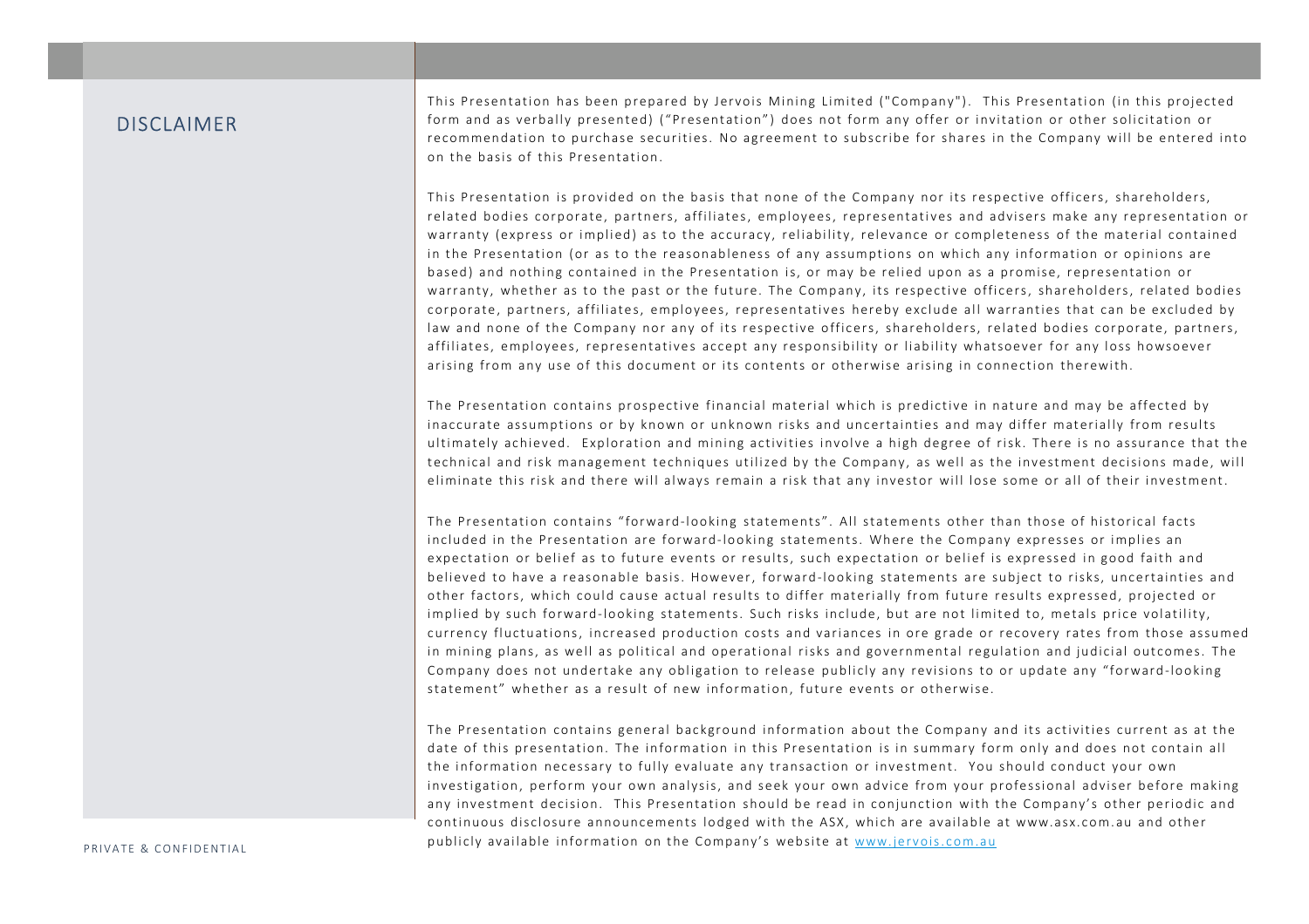## DISCLAIMER

This Presentation has been prepared by Jervois Mining Limited ("Company"). This Presentation (in this projected form and as verbally presented) ("Presentation") does not form any offer or invitation or other solicitation or recommendation to purchase securities. No agreement to subscribe for shares in the Company will be entered into on the basis of this Presentation.

This Presentation is provided on the basis that none of the Company nor its respective officers, shareholders, related bodies corporate, partners, affiliates, employees, representatives and advisers make any representation or warranty (express or implied) as to the accuracy, reliability, relevance or completeness of the material contained in the Presentation (or as to the reasonableness of any assumptions on which any information or opinions are based) and nothing contained in the Presentation is, or may be relied upon as a promise, representation or warranty, whether as to the past or the future. The Company, its respective officers, shareholders, related bodies corporate, partners, affiliates, employees, representatives hereby exclude all warranties that can be excluded by law and none of the Company nor any of its respective officers, shareholders, related bodies corporate, partners, affiliates, employees, representatives accept any responsibility or liability whatsoever for any loss howsoever arising from any use of this document or its contents or otherwise arising in connection therewith.

The Presentation contains prospective financial material which is predictive in nature and may be affected by inaccurate assumptions or by known or unknown risks and uncertainties and may differ materially from results ultimately achieved. Exploration and mining activities involve a high degree of risk. There is no assurance that the technical and risk management techniques utilized by the Company, as well as the investment decisions made, will eliminate this risk and there will always remain a risk that any investor will lose some or all of their investment.

The Presentation contains "forward-looking statements". All statements other than those of historical facts included in the Presentation are forward-looking statements. Where the Company expresses or implies an expectation or belief as to future events or results, such expectation or belief is expressed in good faith and believed to have a reasonable basis. However, forward-looking statements are subject to risks, uncertainties and other factors, which could cause actual results to differ materially from future results expressed, projected or implied by such forward-looking statements. Such risks include, but are not limited to, metals price volatility, currency fluctuations, increased production costs and variances in ore grade or recovery rates from those assumed in mining plans, as well as political and operational risks and governmental regulation and judicial outcomes. The Company does not undertake any obligation to release publicly any revisions to or update any "forward-looking statement" whether as a result of new information, future events or otherwise.

The Presentation contains general background information about the Company and its activities current as at the date of this presentation. The information in this Presentation is in summary form only and does not contain all the information necessary to fully evaluate any transaction or investment. You should conduct your own investigation, perform your own analysis, and seek your own advice from your professional adviser before making any investment decision. This Presentation should be read in conjunction with the Company's other periodic and continuous disclosure announcements lodged with the ASX, which are available at www.asx.com.au and other publicly available information on the Company's website at www.jervois.com.au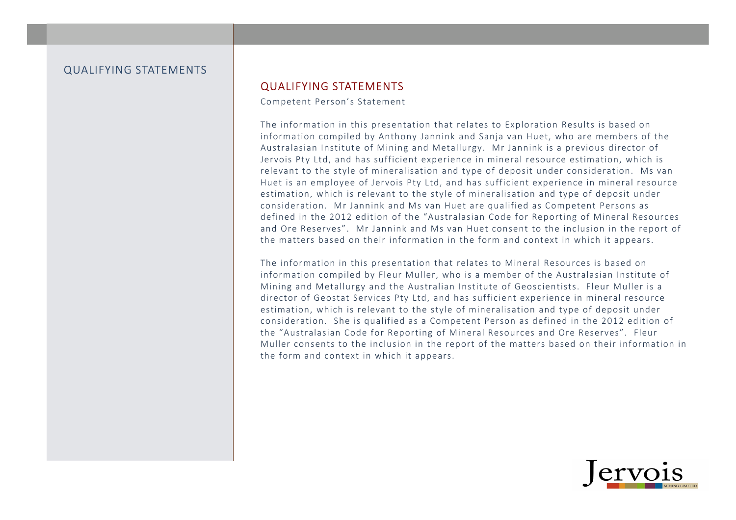# QUALIFYING STATEMENTS

## QUALIFYING STATEMENTS

Competent Person's Statement

The information in this presentation that relates to Exploration Results is based on information compiled by Anthony Jannink and Sanja van Huet, who are members of the Australasian Institute of Mining and Metallurgy. Mr Jannink is a previous director of Jervois Pty Ltd, and has sufficient experience in mineral resource estimation, which is relevant to the style of mineralisation and type of deposit under consideration. Ms van Huet is an employee of Jervois Pty Ltd, and has sufficient experience in mineral resource estimation, which is relevant to the style of mineralisation and type of deposit under consideration. Mr Jannink and Ms van Huet are qualified as Competent Persons as defined in the 2012 edition of the "Australasian Code for Reporting of Mineral Resources and Ore Reserves". Mr Jannink and Ms van Huet consent to the inclusion in the report of the matters based on their information in the form and context in which it appears.

The information in this presentation that relates to Mineral Resources is based on information compiled by Fleur Muller, who is a member of the Australasian Institute of Mining and Metallurgy and the Australian Institute of Geoscientists. Fleur Muller is a director of Geostat Services Pty Ltd, and has sufficient experience in mineral resource estimation, which is relevant to the style of mineralisation and type of deposit under consideration. She is qualified as a Competent Person as defined in the 2012 edition of the "Australasian Code for Reporting of Mineral Resources and Ore Reserves". Fleur Muller consents to the inclusion in the report of the matters based on their information in the form and context in which it appears.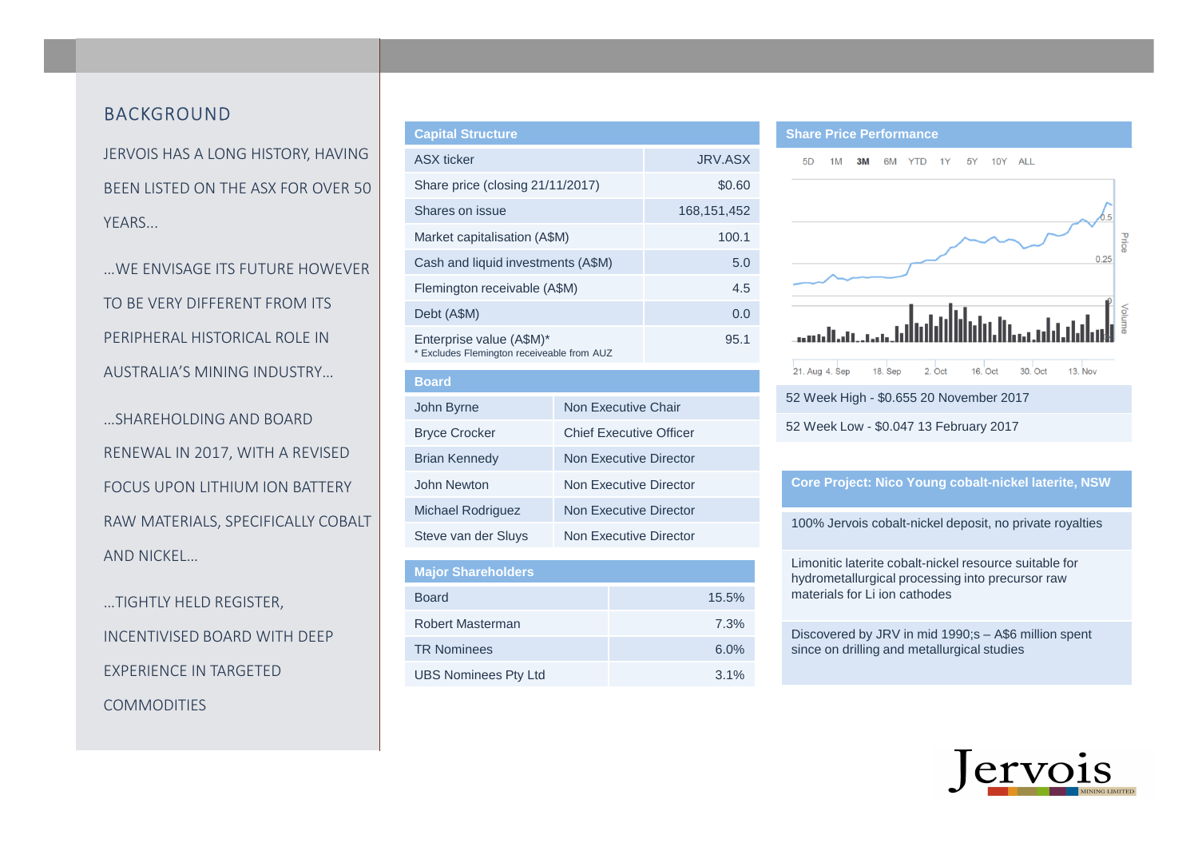## BACKGROUND

JERVOIS HAS A LONG HISTORY, HAVING BEEN LISTED ON THE ASX FOR OVER 50 YEARS...

...WE ENVISAGE ITS FUTURE HOWEVER TO BE VERY DIFFERENT FROM ITS PERIPHERAL HISTORICAL ROLE IN AUSTRALIA'S MINING INDUSTRY...

...SHAREHOLDING AND BOARD RENEWAL IN 2017, WITH A REVISED FOCUS UPON LITHIUM ION BATTERY RAW MATERIALS, SPECIFICALLY COBALT AND NICKEL...

...TIGHTLY HELD REGISTER, INCENTIVISED BOARD WITH DEEP EXPERIENCE IN TARGETED COMMODITIES

| Capital Structure | |
|---|---|
| ASX ticker | JRV.ASX |
| Share price (closing 21/11/2017) | $0.60 |
| Shares on issue | 168,151,452 |
| Market capitalisation (A$M) | 100.1 |
| Cash and liquid investments (A$M) | 5.0 |
| Flemington receivable (A$M) | 4.5 |
| Debt (A$M) | 0.0 |
| Enterprise value (A$M)* <br> * Excludes Flemington receiveable from AUZ | 95.1 |

| Board | |
|---|---|
| John Byrne | Non Executive Chair |
| Bryce Crocker | Chief Executive Officer |
| Brian Kennedy | Non Executive Director |
| John Newton | Non Executive Director |
| Michael Rodriguez | Non Executive Director |
| Steve van der Sluys | Non Executive Director |

| Major Shareholders | |
|---|---|
| Board | 15.5% |
| Robert Masterman | 7.3% |
| TR Nominees | 6.0% |
| UBS Nominees Pty Ltd | 3.1% |

### Share Price Performance

5D 1M **3M** 6M YTD 1Y 5Y 10Y ALL

52 Week High - $0.655 20 November 2017

52 Week Low - $0.047 13 February 2017

### Core Project: Nico Young cobalt-nickel laterite, NSW

- 100% Jervois cobalt-nickel deposit, no private royalties
- Limonitic laterite cobalt-nickel resource suitable for hydrometallurgical processing into precursor raw materials for Li ion cathodes
- Discovered by JRV in mid 1990;s – A$6 million spent since on drilling and metallurgical studies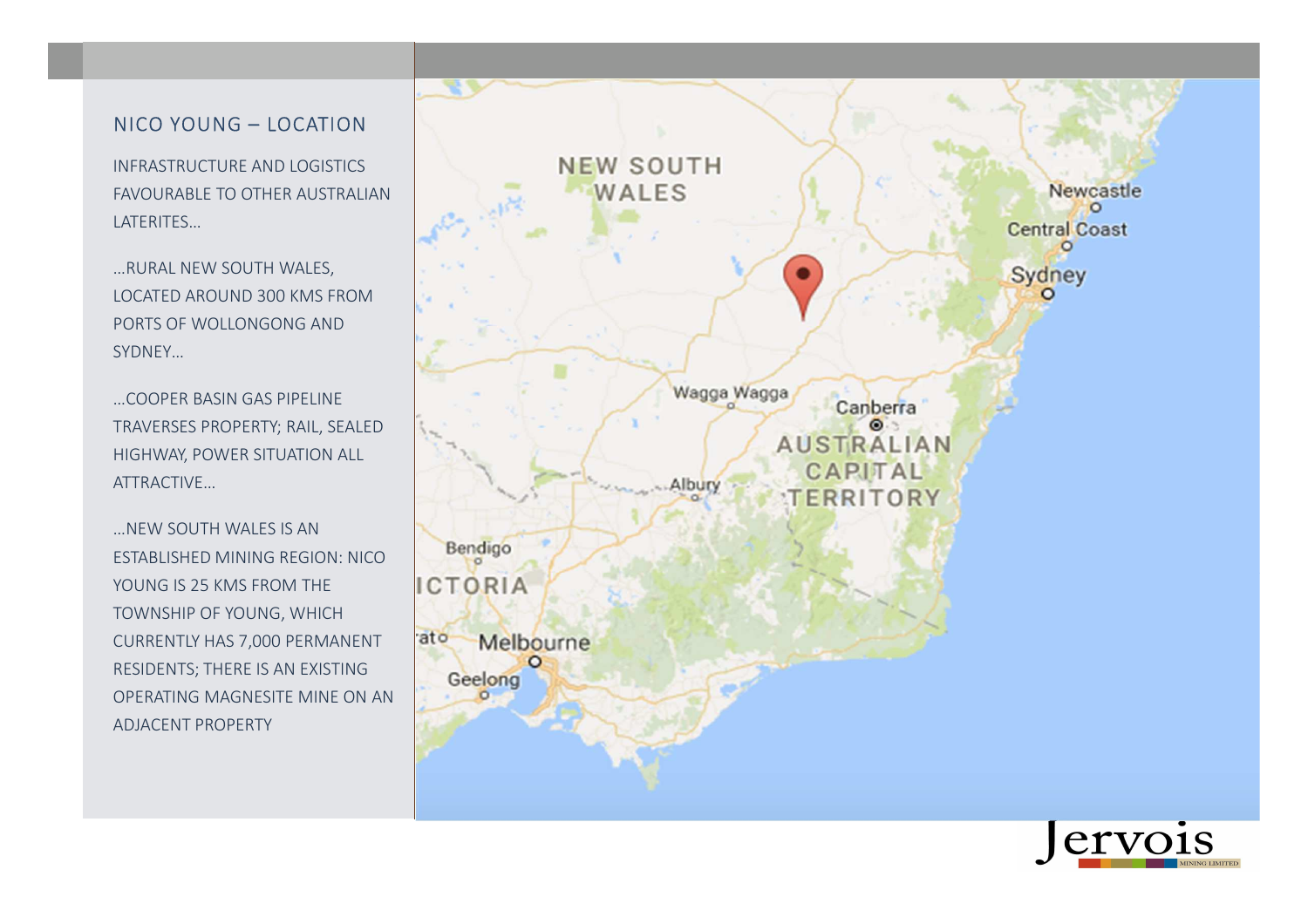## NICO YOUNG – LOCATION

INFRASTRUCTURE AND LOGISTICS FAVOURABLE TO OTHER AUSTRALIAN LATERITES…

…RURAL NEW SOUTH WALES, LOCATED AROUND 300 KMS FROM PORTS OF WOLLONGONG AND SYDNEY…

…COOPER BASIN GAS PIPELINE TRAVERSES PROPERTY; RAIL, SEALED HIGHWAY, POWER SITUATION ALL ATTRACTIVE…

…NEW SOUTH WALES IS AN ESTABLISHED MINING REGION: NICO YOUNG IS 25 KMS FROM THE TOWNSHIP OF YOUNG, WHICH CURRENTLY HAS 7,000 PERMANENT RESIDENTS; THERE IS AN EXISTING OPERATING MAGNESITE MINE ON AN ADJACENT PROPERTY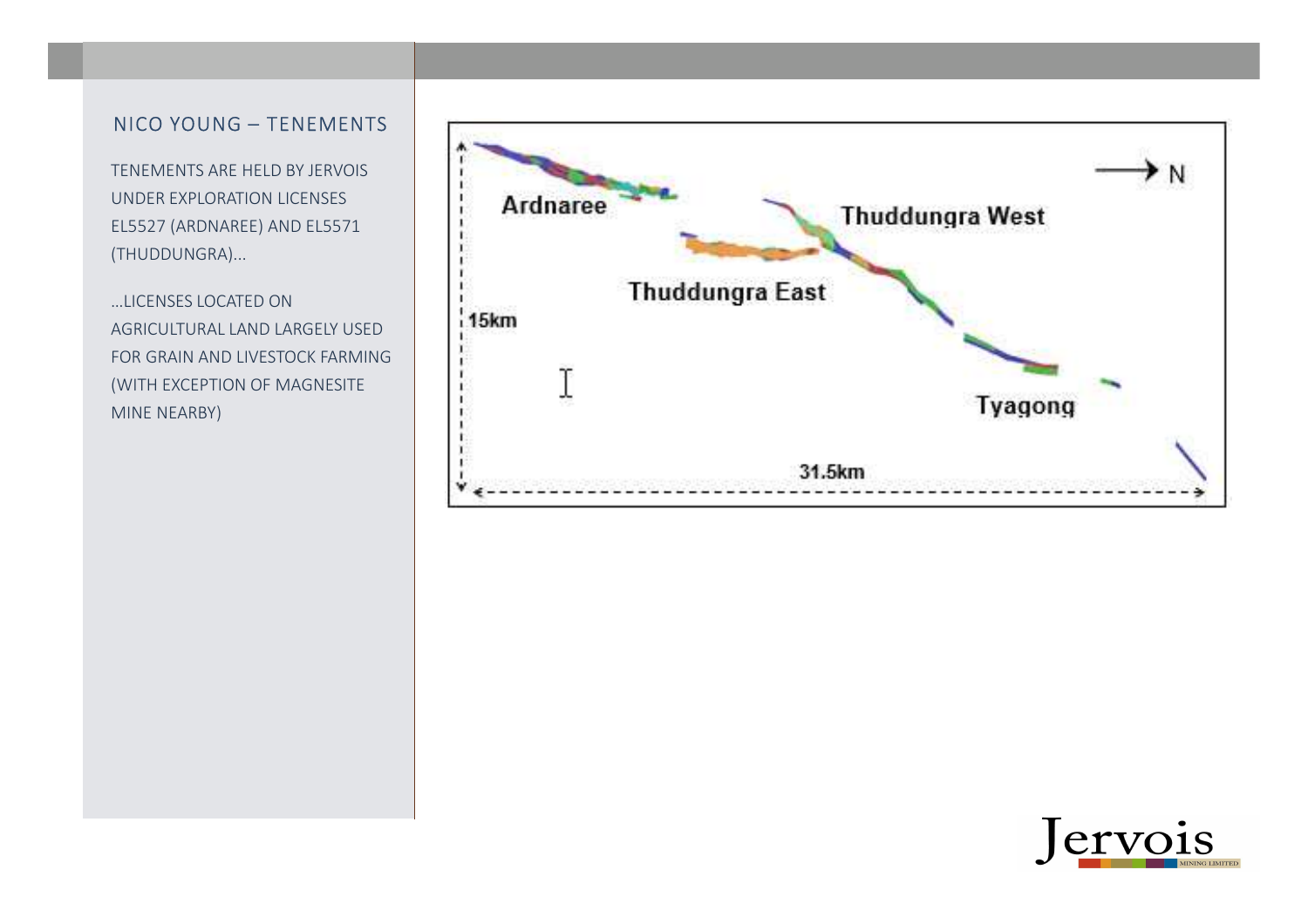## NICO YOUNG – TENEMENTS

TENEMENTS ARE HELD BY JERVOIS UNDER EXPLORATION LICENSES EL5527 (ARDNAREE) AND EL5571 (THUDDUNGRA)...

...LICENSES LOCATED ON AGRICULTURAL LAND LARGELY USED FOR GRAIN AND LIVESTOCK FARMING (WITH EXCEPTION OF MAGNESITE MINE NEARBY)

Ardnaree

Thuddungra West

Thuddungra East

Tyagong

15km

31.5km

N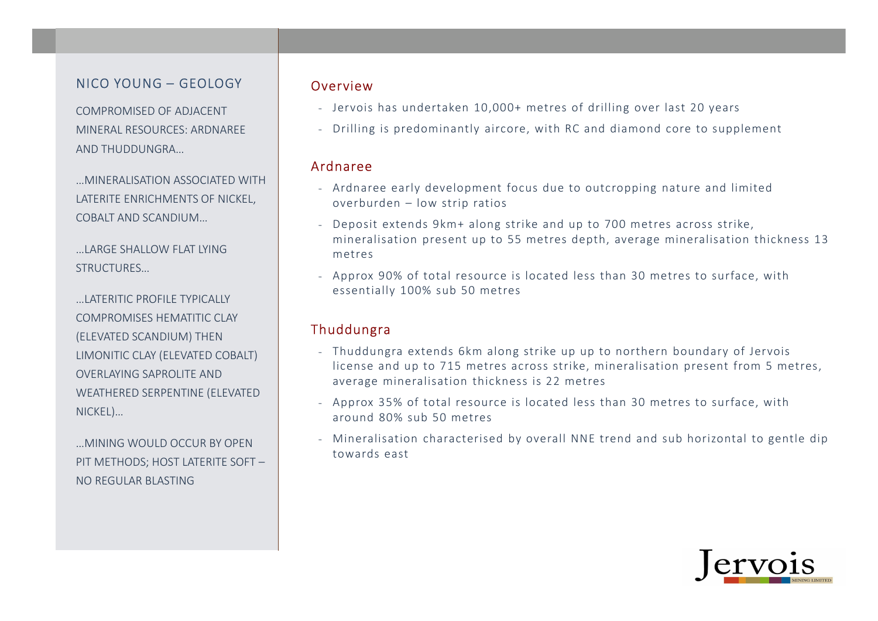## NICO YOUNG – GEOLOGY

COMPROMISED OF ADJACENT MINERAL RESOURCES: ARDNAREE AND THUDDUNGRA…

…MINERALISATION ASSOCIATED WITH LATERITE ENRICHMENTS OF NICKEL, COBALT AND SCANDIUM…

…LARGE SHALLOW FLAT LYING STRUCTURES…

…LATERITIC PROFILE TYPICALLY COMPROMISES HEMATITIC CLAY (ELEVATED SCANDIUM) THEN LIMONITIC CLAY (ELEVATED COBALT) OVERLAYING SAPROLITE AND WEATHERED SERPENTINE (ELEVATED NICKEL)…

…MINING WOULD OCCUR BY OPEN PIT METHODS; HOST LATERITE SOFT – NO REGULAR BLASTING

### Overview

- Jervois has undertaken 10,000+ metres of drilling over last 20 years
- Drilling is predominantly aircore, with RC and diamond core to supplement

### Ardnaree

- Ardnaree early development focus due to outcropping nature and limited overburden – low strip ratios
- Deposit extends 9km+ along strike and up to 700 metres across strike, mineralisation present up to 55 metres depth, average mineralisation thickness 13 metres
- Approx 90% of total resource is located less than 30 metres to surface, with essentially 100% sub 50 metres

### Thuddungra

- Thuddungra extends 6km along strike up up to northern boundary of Jervois license and up to 715 metres across strike, mineralisation present from 5 metres, average mineralisation thickness is 22 metres
- Approx 35% of total resource is located less than 30 metres to surface, with around 80% sub 50 metres
- Mineralisation characterised by overall NNE trend and sub horizontal to gentle dip towards east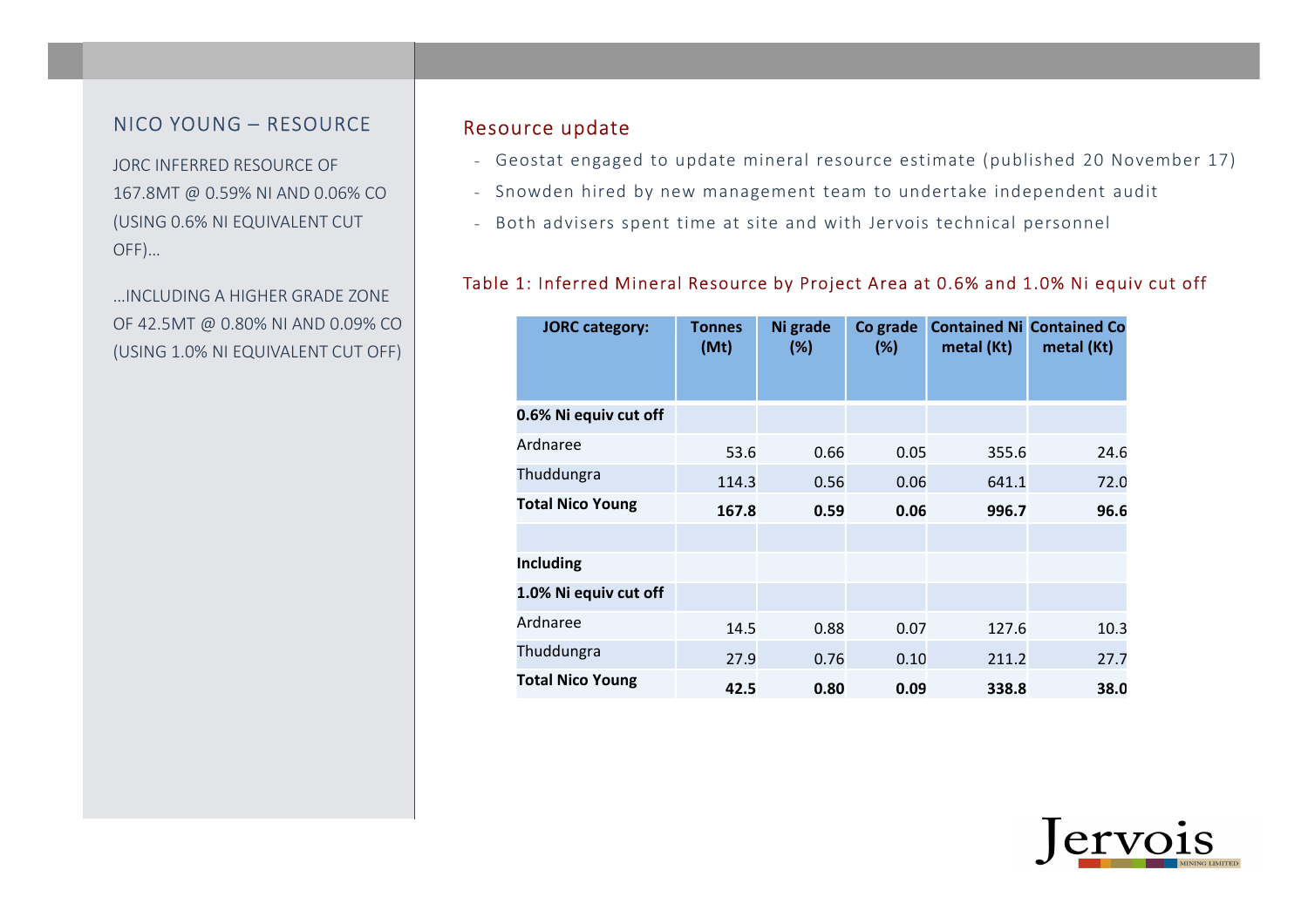## NICO YOUNG – RESOURCE

JORC INFERRED RESOURCE OF 167.8MT @ 0.59% NI AND 0.06% CO (USING 0.6% NI EQUIVALENT CUT OFF)…

…INCLUDING A HIGHER GRADE ZONE OF 42.5MT @ 0.80% NI AND 0.09% CO (USING 1.0% NI EQUIVALENT CUT OFF)

## Resource update

- Geostat engaged to update mineral resource estimate (published 20 November 17)
- Snowden hired by new management team to undertake independent audit
- Both advisers spent time at site and with Jervois technical personnel

Table 1: Inferred Mineral Resource by Project Area at 0.6% and 1.0% Ni equiv cut off

| JORC category: | Tonnes (Mt) | Ni grade (%) | Co grade (%) | Contained Ni metal (Kt) | Contained Co metal (Kt) |
|---|---|---|---|---|---|
| **0.6% Ni equiv cut off** | | | | | |
| Ardnaree | 53.6 | 0.66 | 0.05 | 355.6 | 24.6 |
| Thuddungra | 114.3 | 0.56 | 0.06 | 641.1 | 72.0 |
| **Total Nico Young** | **167.8** | **0.59** | **0.06** | **996.7** | **96.6** |
| | | | | | |
| **Including** | | | | | |
| **1.0% Ni equiv cut off** | | | | | |
| Ardnaree | 14.5 | 0.88 | 0.07 | 127.6 | 10.3 |
| Thuddungra | 27.9 | 0.76 | 0.10 | 211.2 | 27.7 |
| **Total Nico Young** | **42.5** | **0.80** | **0.09** | **338.8** | **38.0** |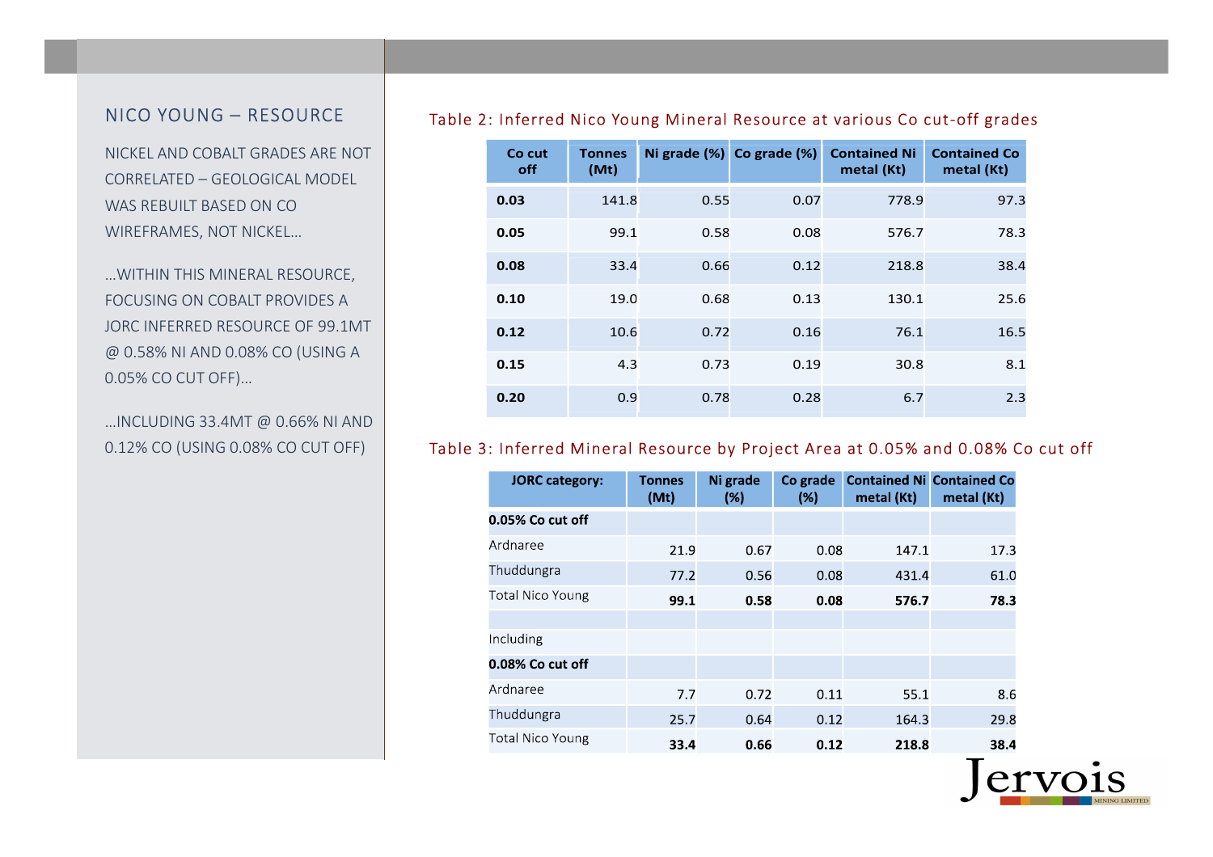## NICO YOUNG – RESOURCE

NICKEL AND COBALT GRADES ARE NOT CORRELATED – GEOLOGICAL MODEL WAS REBUILT BASED ON CO WIREFRAMES, NOT NICKEL…

…WITHIN THIS MINERAL RESOURCE, FOCUSING ON COBALT PROVIDES A JORC INFERRED RESOURCE OF 99.1MT @ 0.58% NI AND 0.08% CO (USING A 0.05% CO CUT OFF)…

…INCLUDING 33.4MT @ 0.66% NI AND 0.12% CO (USING 0.08% CO CUT OFF)

Table 2: Inferred Nico Young Mineral Resource at various Co cut-off grades

| Co cut off | Tonnes (Mt) | Ni grade (%) | Co grade (%) | Contained Ni metal (Kt) | Contained Co metal (Kt) |
|---|---|---|---|---|---|
| **0.03** | 141.8 | 0.55 | 0.07 | 778.9 | 97.3 |
| **0.05** | 99.1 | 0.58 | 0.08 | 576.7 | 78.3 |
| **0.08** | 33.4 | 0.66 | 0.12 | 218.8 | 38.4 |
| **0.10** | 19.0 | 0.68 | 0.13 | 130.1 | 25.6 |
| **0.12** | 10.6 | 0.72 | 0.16 | 76.1 | 16.5 |
| **0.15** | 4.3 | 0.73 | 0.19 | 30.8 | 8.1 |
| **0.20** | 0.9 | 0.78 | 0.28 | 6.7 | 2.3 |

Table 3: Inferred Mineral Resource by Project Area at 0.05% and 0.08% Co cut off

| JORC category: | Tonnes (Mt) | Ni grade (%) | Co grade (%) | Contained Ni metal (Kt) | Contained Co metal (Kt) |
|---|---|---|---|---|---|
| **0.05% Co cut off** | | | | | |
| Ardnaree | 21.9 | 0.67 | 0.08 | 147.1 | 17.3 |
| Thuddungra | 77.2 | 0.56 | 0.08 | 431.4 | 61.0 |
| Total Nico Young | **99.1** | **0.58** | **0.08** | **576.7** | **78.3** |
| | | | | | |
| Including | | | | | |
| **0.08% Co cut off** | | | | | |
| Ardnaree | 7.7 | 0.72 | 0.11 | 55.1 | 8.6 |
| Thuddungra | 25.7 | 0.64 | 0.12 | 164.3 | 29.8 |
| Total Nico Young | **33.4** | **0.66** | **0.12** | **218.8** | **38.4** |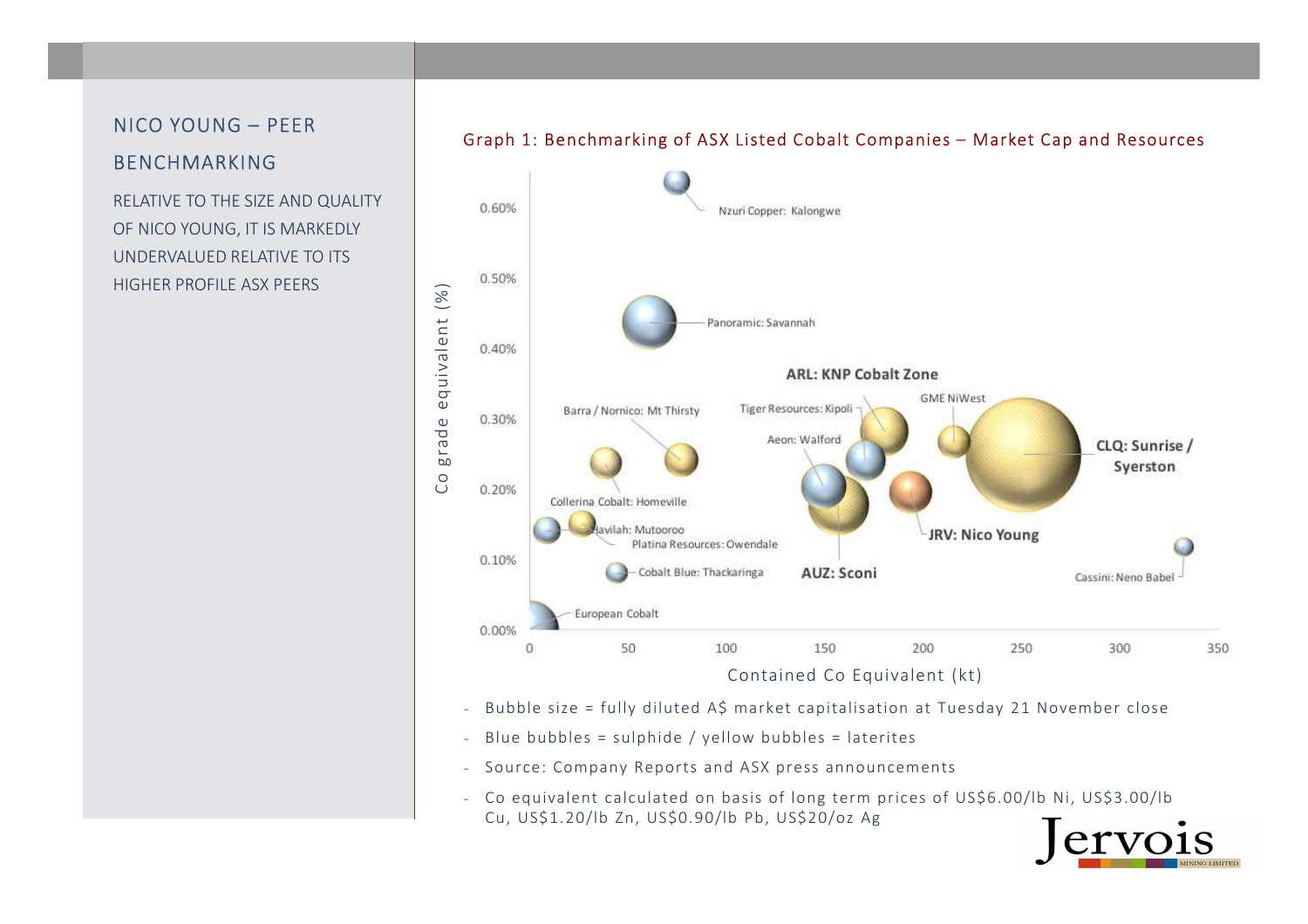## NICO YOUNG – PEER BENCHMARKING

RELATIVE TO THE SIZE AND QUALITY OF NICO YOUNG, IT IS MARKEDLY UNDERVALUED RELATIVE TO ITS HIGHER PROFILE ASX PEERS

Graph 1: Benchmarking of ASX Listed Cobalt Companies – Market Cap and Resources

- Bubble size = fully diluted A$ market capitalisation at Tuesday 21 November close
- Blue bubbles = sulphide / yellow bubbles = laterites
- Source: Company Reports and ASX press announcements
- Co equivalent calculated on basis of long term prices of US$6.00/lb Ni, US$3.00/lb Cu, US$1.20/lb Zn, US$0.90/lb Pb, US$20/oz Ag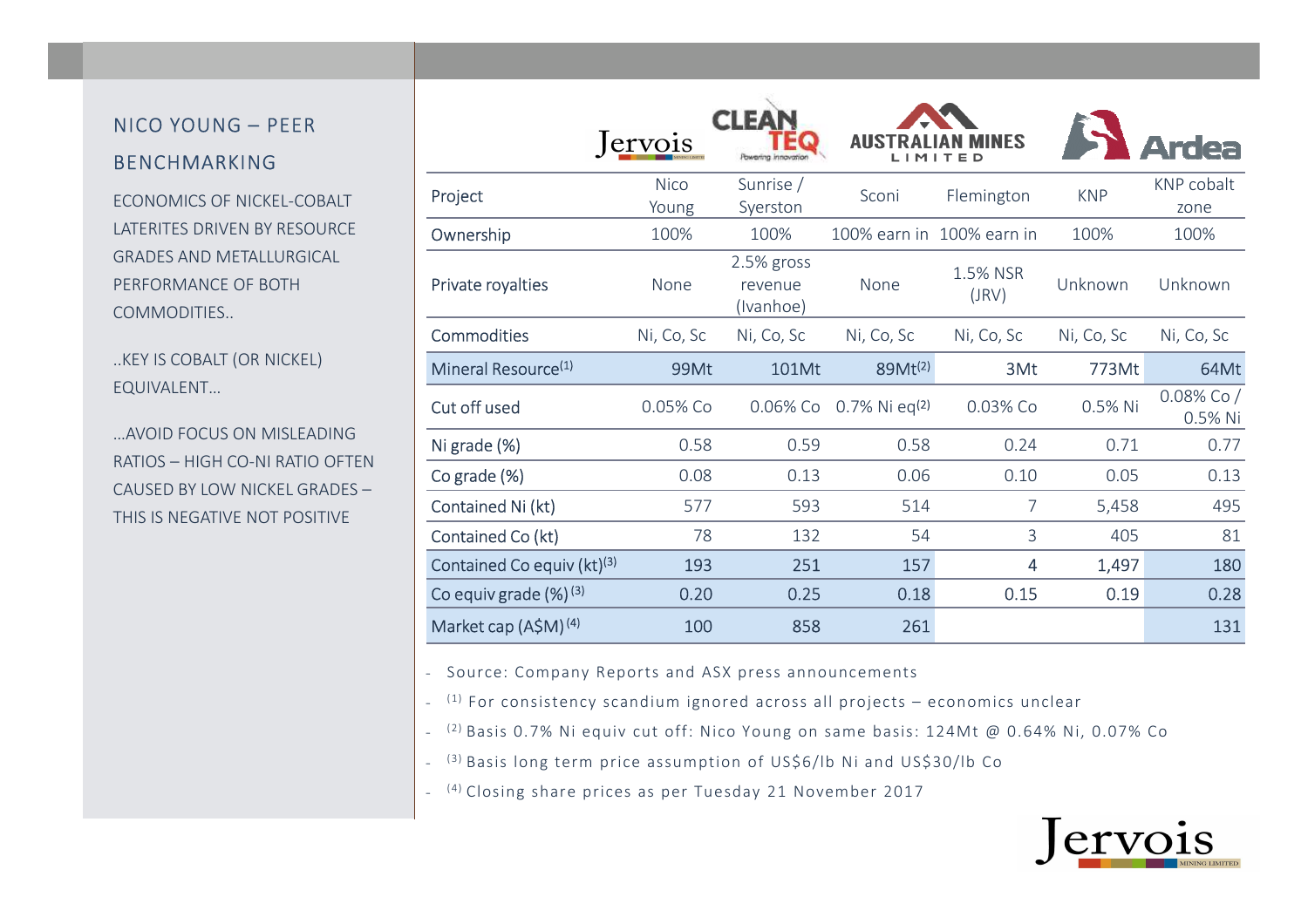## NICO YOUNG – PEER BENCHMARKING

ECONOMICS OF NICKEL-COBALT LATERITES DRIVEN BY RESOURCE GRADES AND METALLURGICAL PERFORMANCE OF BOTH COMMODITIES..

..KEY IS COBALT (OR NICKEL) EQUIVALENT…

…AVOID FOCUS ON MISLEADING RATIOS – HIGH CO-NI RATIO OFTEN CAUSED BY LOW NICKEL GRADES – THIS IS NEGATIVE NOT POSITIVE

| | Jervois | Clean TeQ | Australian Mines Limited | | Ardea | |
|---|---|---|---|---|---|---|
| Project | Nico Young | Sunrise / Syerston | Sconi | Flemington | KNP | KNP cobalt zone |
| Ownership | 100% | 100% | 100% earn in | 100% earn in | 100% | 100% |
| Private royalties | None | 2.5% gross revenue (Ivanhoe) | None | 1.5% NSR (JRV) | Unknown | Unknown |
| Commodities | Ni, Co, Sc | Ni, Co, Sc | Ni, Co, Sc | Ni, Co, Sc | Ni, Co, Sc | Ni, Co, Sc |
| Mineral Resource[1] | 99Mt | 101Mt | 89Mt[2] | 3Mt | 773Mt | 64Mt |
| Cut off used | 0.05% Co | 0.06% Co | 0.7% Ni eq[2] | 0.03% Co | 0.5% Ni | 0.08% Co / 0.5% Ni |
| Ni grade (%) | 0.58 | 0.59 | 0.58 | 0.24 | 0.71 | 0.77 |
| Co grade (%) | 0.08 | 0.13 | 0.06 | 0.10 | 0.05 | 0.13 |
| Contained Ni (kt) | 577 | 593 | 514 | 7 | 5,458 | 495 |
| Contained Co (kt) | 78 | 132 | 54 | 3 | 405 | 81 |
| Contained Co equiv (kt)[3] | 193 | 251 | 157 | 4 | 1,497 | 180 |
| Co equiv grade (%)[3] | 0.20 | 0.25 | 0.18 | 0.15 | 0.19 | 0.28 |
| Market cap (A$M)[4] | 100 | 858 | 261 | | | 131 |

- Source: Company Reports and ASX press announcements
- [1] For consistency scandium ignored across all projects – economics unclear
- [2] Basis 0.7% Ni equiv cut off: Nico Young on same basis: 124Mt @ 0.64% Ni, 0.07% Co
- [3] Basis long term price assumption of US$6/lb Ni and US$30/lb Co
- [4] Closing share prices as per Tuesday 21 November 2017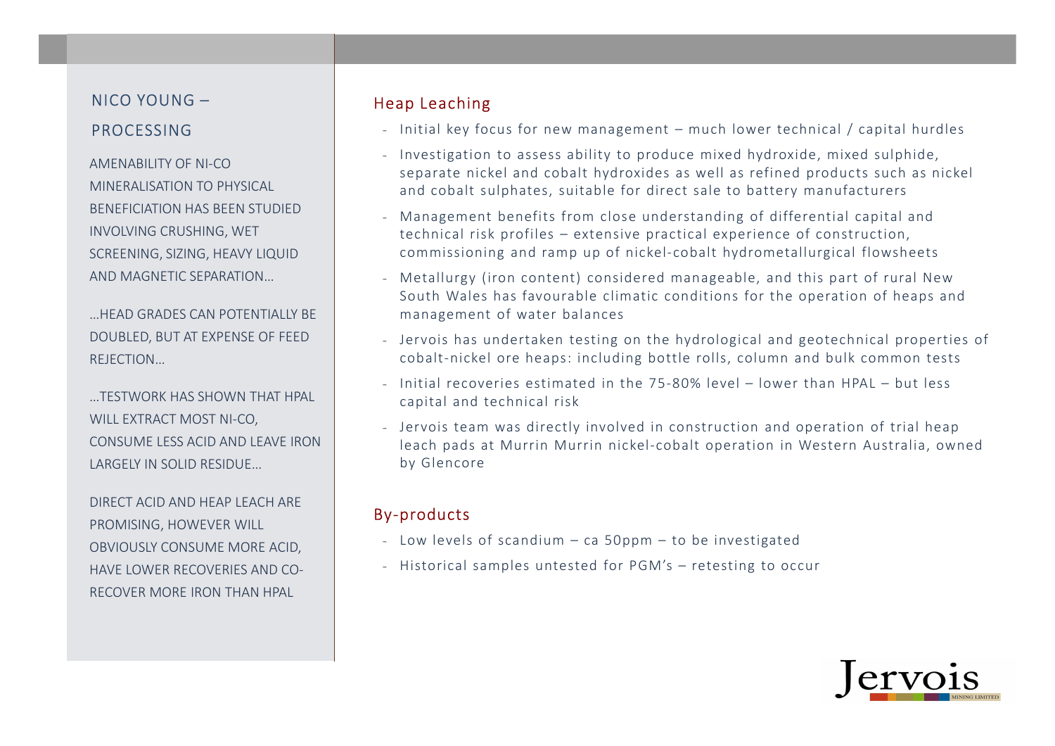# NICO YOUNG – PROCESSING

AMENABILITY OF NI-CO MINERALISATION TO PHYSICAL BENEFICIATION HAS BEEN STUDIED INVOLVING CRUSHING, WET SCREENING, SIZING, HEAVY LIQUID AND MAGNETIC SEPARATION…

…HEAD GRADES CAN POTENTIALLY BE DOUBLED, BUT AT EXPENSE OF FEED REJECTION…

…TESTWORK HAS SHOWN THAT HPAL WILL EXTRACT MOST NI-CO, CONSUME LESS ACID AND LEAVE IRON LARGELY IN SOLID RESIDUE…

DIRECT ACID AND HEAP LEACH ARE PROMISING, HOWEVER WILL OBVIOUSLY CONSUME MORE ACID, HAVE LOWER RECOVERIES AND CO-RECOVER MORE IRON THAN HPAL

## Heap Leaching

- Initial key focus for new management – much lower technical / capital hurdles
- Investigation to assess ability to produce mixed hydroxide, mixed sulphide, separate nickel and cobalt hydroxides as well as refined products such as nickel and cobalt sulphates, suitable for direct sale to battery manufacturers
- Management benefits from close understanding of differential capital and technical risk profiles – extensive practical experience of construction, commissioning and ramp up of nickel-cobalt hydrometallurgical flowsheets
- Metallurgy (iron content) considered manageable, and this part of rural New South Wales has favourable climatic conditions for the operation of heaps and management of water balances
- Jervois has undertaken testing on the hydrological and geotechnical properties of cobalt-nickel ore heaps: including bottle rolls, column and bulk common tests
- Initial recoveries estimated in the 75-80% level – lower than HPAL – but less capital and technical risk
- Jervois team was directly involved in construction and operation of trial heap leach pads at Murrin Murrin nickel-cobalt operation in Western Australia, owned by Glencore

## By-products

- Low levels of scandium – ca 50ppm – to be investigated
- Historical samples untested for PGM's – retesting to occur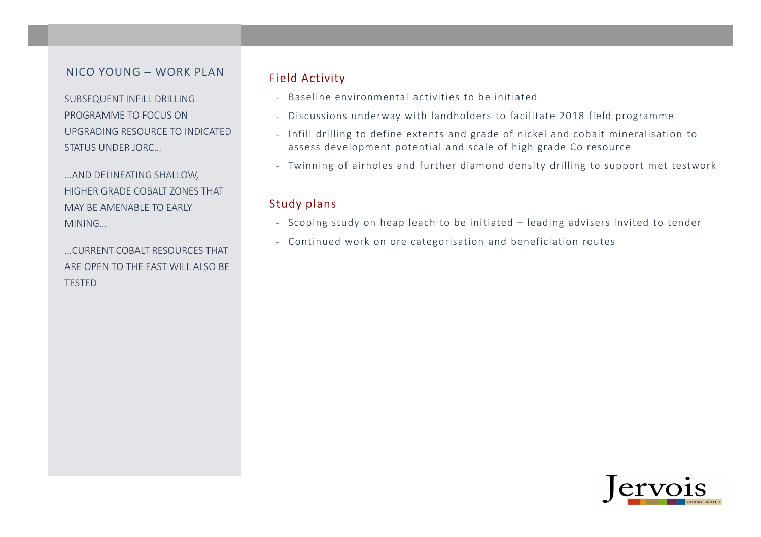## NICO YOUNG – WORK PLAN

SUBSEQUENT INFILL DRILLING PROGRAMME TO FOCUS ON UPGRADING RESOURCE TO INDICATED STATUS UNDER JORC…

…AND DELINEATING SHALLOW, HIGHER GRADE COBALT ZONES THAT MAY BE AMENABLE TO EARLY MINING…

…CURRENT COBALT RESOURCES THAT ARE OPEN TO THE EAST WILL ALSO BE TESTED

### Field Activity

- Baseline environmental activities to be initiated
- Discussions underway with landholders to facilitate 2018 field programme
- Infill drilling to define extents and grade of nickel and cobalt mineralisation to assess development potential and scale of high grade Co resource
- Twinning of airholes and further diamond density drilling to support met testwork

### Study plans

- Scoping study on heap leach to be initiated – leading advisers invited to tender
- Continued work on ore categorisation and beneficiation routes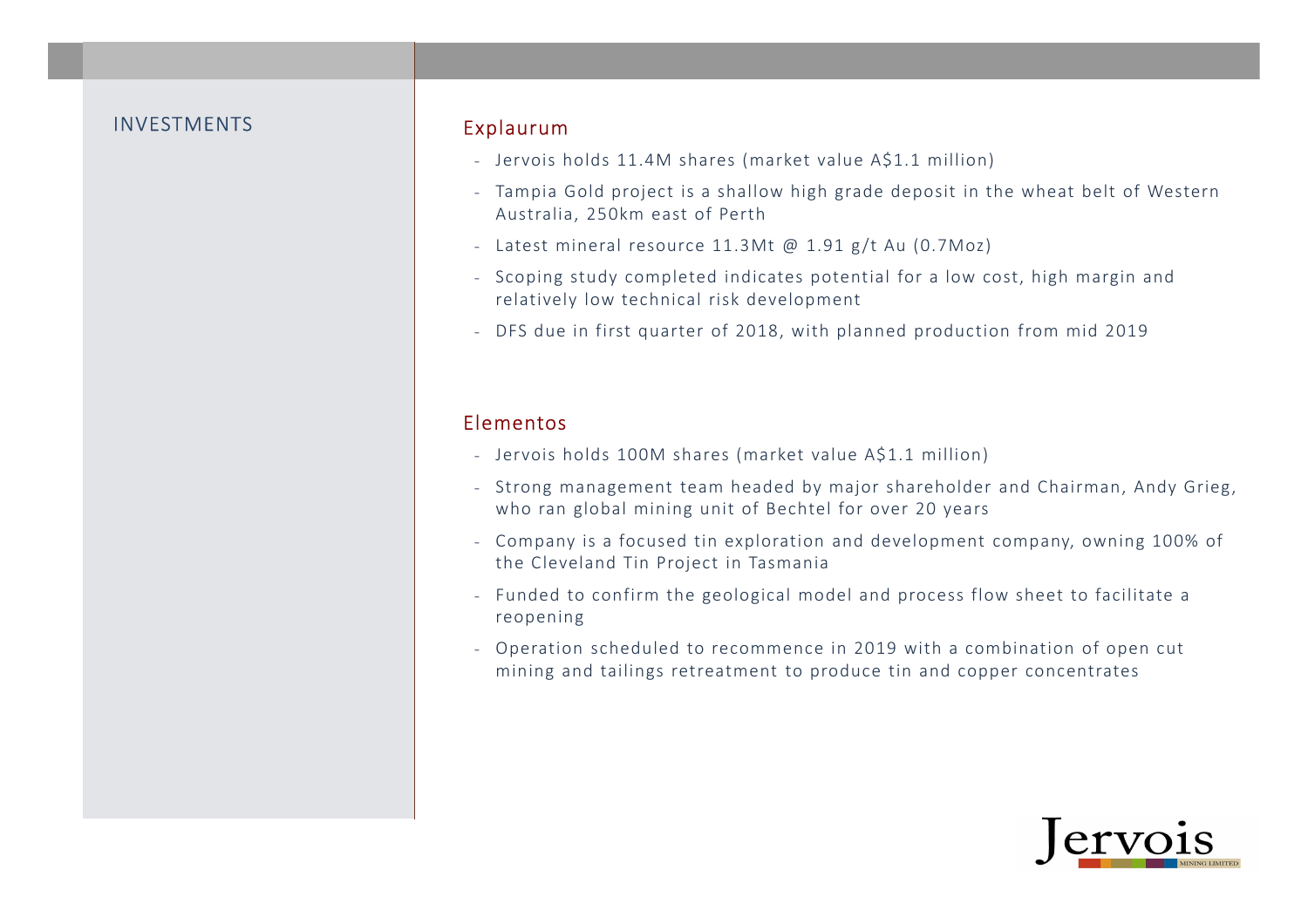# INVESTMENTS

## Explaurum

- Jervois holds 11.4M shares (market value A$1.1 million)
- Tampia Gold project is a shallow high grade deposit in the wheat belt of Western Australia, 250km east of Perth
- Latest mineral resource 11.3Mt @ 1.91 g/t Au (0.7Moz)
- Scoping study completed indicates potential for a low cost, high margin and relatively low technical risk development
- DFS due in first quarter of 2018, with planned production from mid 2019

## Elementos

- Jervois holds 100M shares (market value A$1.1 million)
- Strong management team headed by major shareholder and Chairman, Andy Grieg, who ran global mining unit of Bechtel for over 20 years
- Company is a focused tin exploration and development company, owning 100% of the Cleveland Tin Project in Tasmania
- Funded to confirm the geological model and process flow sheet to facilitate a reopening
- Operation scheduled to recommence in 2019 with a combination of open cut mining and tailings retreatment to produce tin and copper concentrates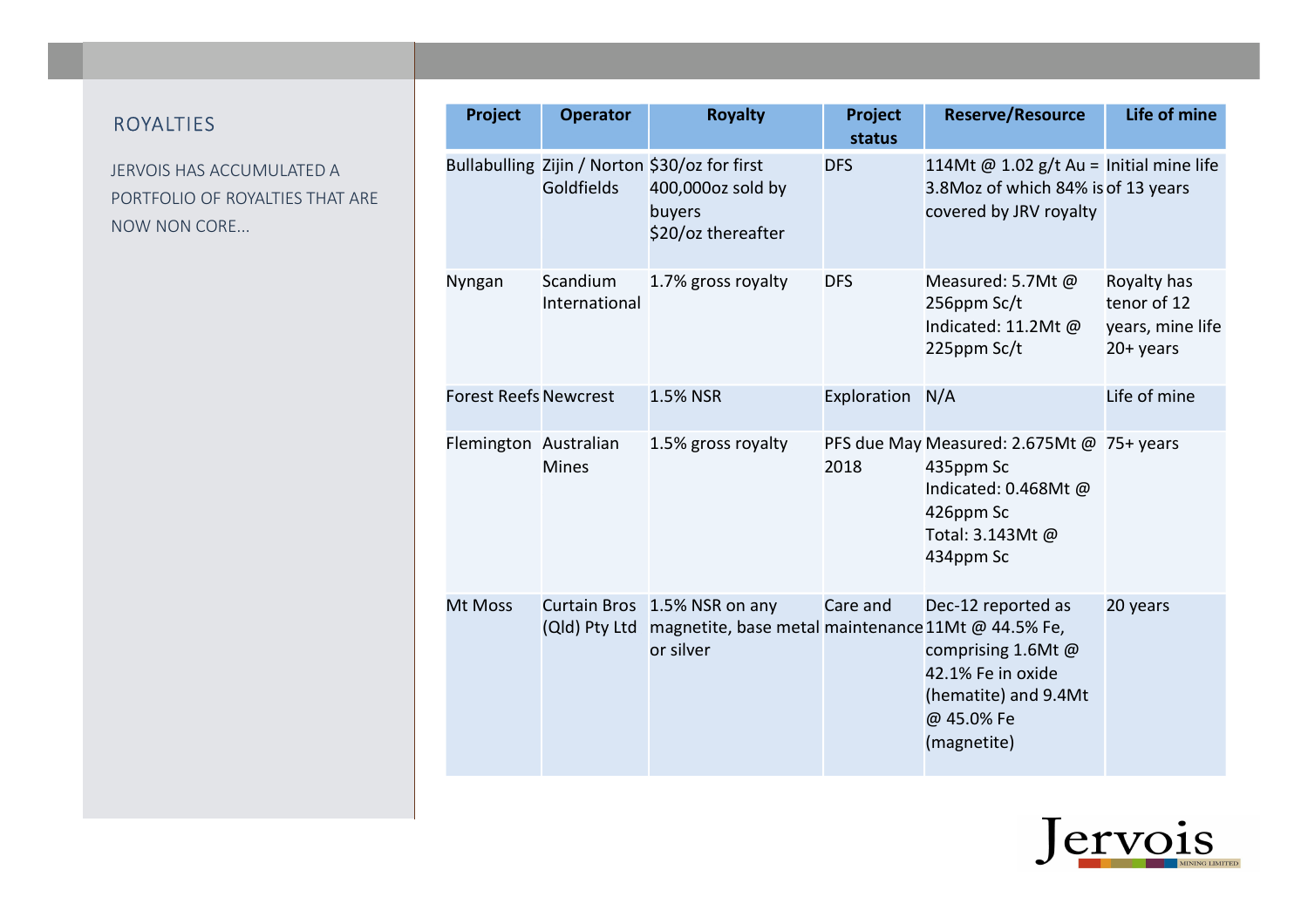## ROYALTIES

JERVOIS HAS ACCUMULATED A PORTFOLIO OF ROYALTIES THAT ARE NOW NON CORE…

| Project | Operator | Royalty | Project status | Reserve/Resource | Life of mine |
|---|---|---|---|---|---|
| Bullabulling | Zijin / Norton Goldfields | $30/oz for first 400,000oz sold by buyers<br>$20/oz thereafter | DFS | 114Mt @ 1.02 g/t Au = 3.8Moz of which 84% is covered by JRV royalty | Initial mine life of 13 years |
| Nyngan | Scandium International | 1.7% gross royalty | DFS | Measured: 5.7Mt @ 256ppm Sc/t<br>Indicated: 11.2Mt @ 225ppm Sc/t | Royalty has tenor of 12 years, mine life 20+ years |
| Forest Reefs | Newcrest | 1.5% NSR | Exploration | N/A | Life of mine |
| Flemington | Australian Mines | 1.5% gross royalty | PFS due May 2018 | Measured: 2.675Mt @ 435ppm Sc<br>Indicated: 0.468Mt @ 426ppm Sc<br>Total: 3.143Mt @ 434ppm Sc | 75+ years |
| Mt Moss | Curtain Bros (Qld) Pty Ltd | 1.5% NSR on any magnetite, base metal or silver | Care and maintenance | Dec-12 reported as 11Mt @ 44.5% Fe, comprising 1.6Mt @ 42.1% Fe in oxide (hematite) and 9.4Mt @ 45.0% Fe (magnetite) | 20 years |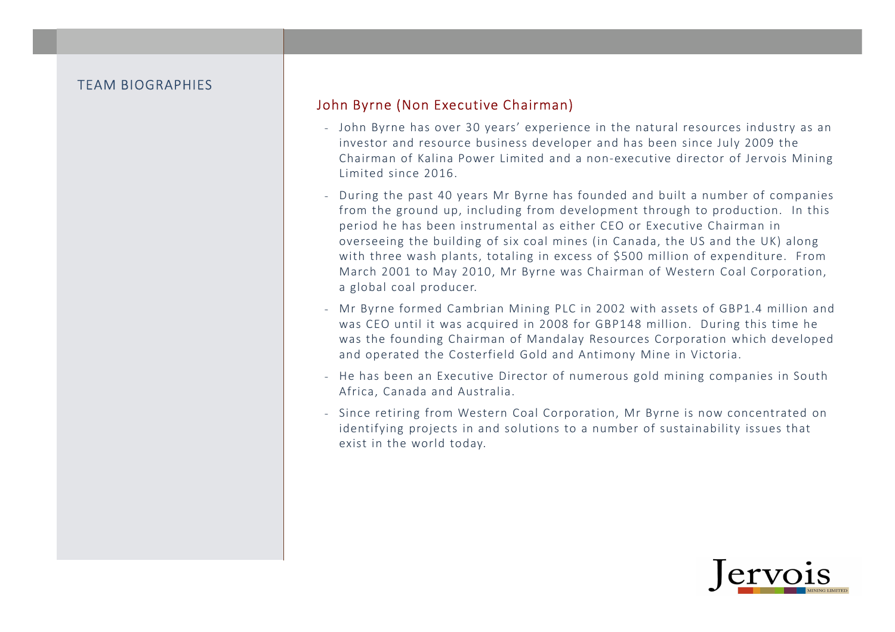## TEAM BIOGRAPHIES

### John Byrne (Non Executive Chairman)

- John Byrne has over 30 years' experience in the natural resources industry as an investor and resource business developer and has been since July 2009 the Chairman of Kalina Power Limited and a non-executive director of Jervois Mining Limited since 2016.
- During the past 40 years Mr Byrne has founded and built a number of companies from the ground up, including from development through to production. In this period he has been instrumental as either CEO or Executive Chairman in overseeing the building of six coal mines (in Canada, the US and the UK) along with three wash plants, totaling in excess of $500 million of expenditure. From March 2001 to May 2010, Mr Byrne was Chairman of Western Coal Corporation, a global coal producer.
- Mr Byrne formed Cambrian Mining PLC in 2002 with assets of GBP1.4 million and was CEO until it was acquired in 2008 for GBP148 million. During this time he was the founding Chairman of Mandalay Resources Corporation which developed and operated the Costerfield Gold and Antimony Mine in Victoria.
- He has been an Executive Director of numerous gold mining companies in South Africa, Canada and Australia.
- Since retiring from Western Coal Corporation, Mr Byrne is now concentrated on identifying projects in and solutions to a number of sustainability issues that exist in the world today.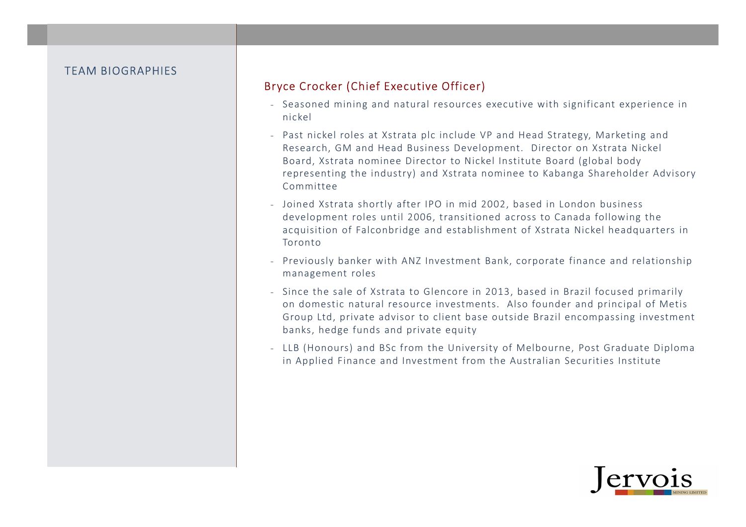## TEAM BIOGRAPHIES

### Bryce Crocker (Chief Executive Officer)

- Seasoned mining and natural resources executive with significant experience in nickel
- Past nickel roles at Xstrata plc include VP and Head Strategy, Marketing and Research, GM and Head Business Development. Director on Xstrata Nickel Board, Xstrata nominee Director to Nickel Institute Board (global body representing the industry) and Xstrata nominee to Kabanga Shareholder Advisory Committee
- Joined Xstrata shortly after IPO in mid 2002, based in London business development roles until 2006, transitioned across to Canada following the acquisition of Falconbridge and establishment of Xstrata Nickel headquarters in Toronto
- Previously banker with ANZ Investment Bank, corporate finance and relationship management roles
- Since the sale of Xstrata to Glencore in 2013, based in Brazil focused primarily on domestic natural resource investments. Also founder and principal of Metis Group Ltd, private advisor to client base outside Brazil encompassing investment banks, hedge funds and private equity
- LLB (Honours) and BSc from the University of Melbourne, Post Graduate Diploma in Applied Finance and Investment from the Australian Securities Institute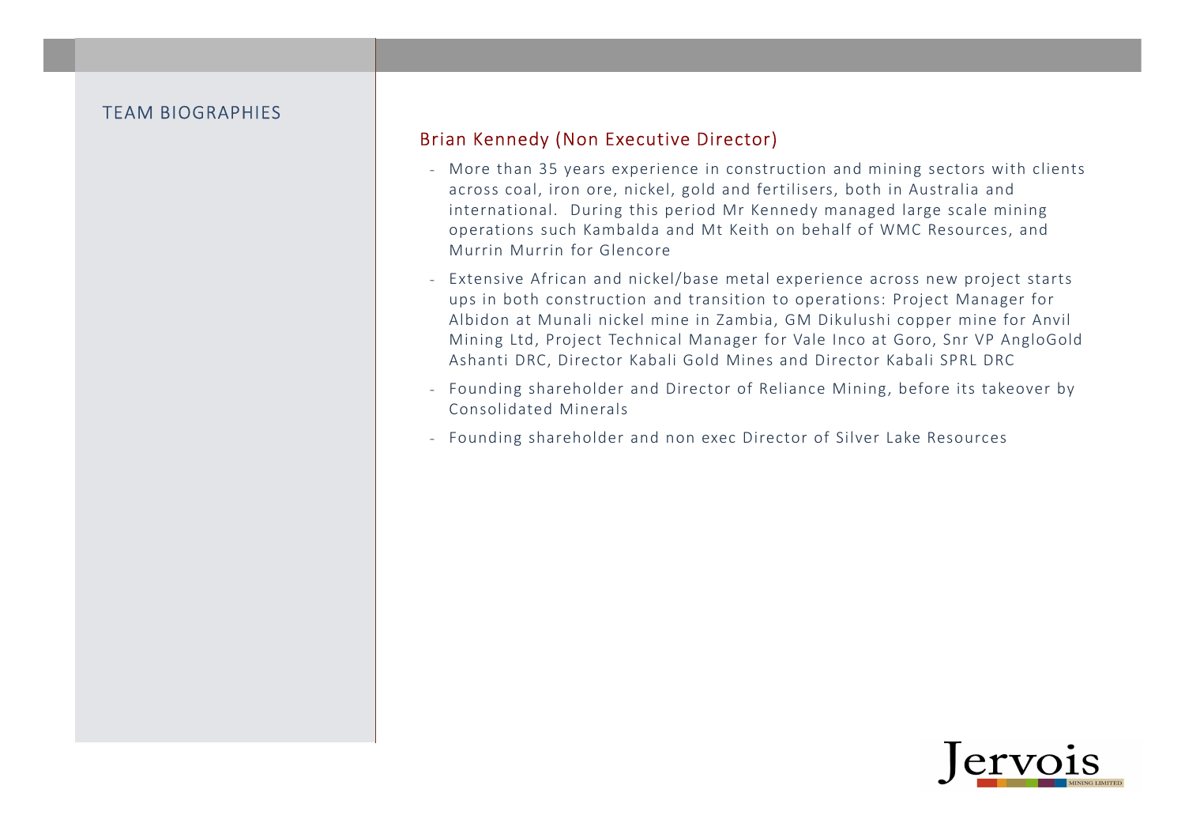## TEAM BIOGRAPHIES

### Brian Kennedy (Non Executive Director)

- More than 35 years experience in construction and mining sectors with clients across coal, iron ore, nickel, gold and fertilisers, both in Australia and international. During this period Mr Kennedy managed large scale mining operations such Kambalda and Mt Keith on behalf of WMC Resources, and Murrin Murrin for Glencore
- Extensive African and nickel/base metal experience across new project starts ups in both construction and transition to operations: Project Manager for Albidon at Munali nickel mine in Zambia, GM Dikulushi copper mine for Anvil Mining Ltd, Project Technical Manager for Vale Inco at Goro, Snr VP AngloGold Ashanti DRC, Director Kabali Gold Mines and Director Kabali SPRL DRC
- Founding shareholder and Director of Reliance Mining, before its takeover by Consolidated Minerals
- Founding shareholder and non exec Director of Silver Lake Resources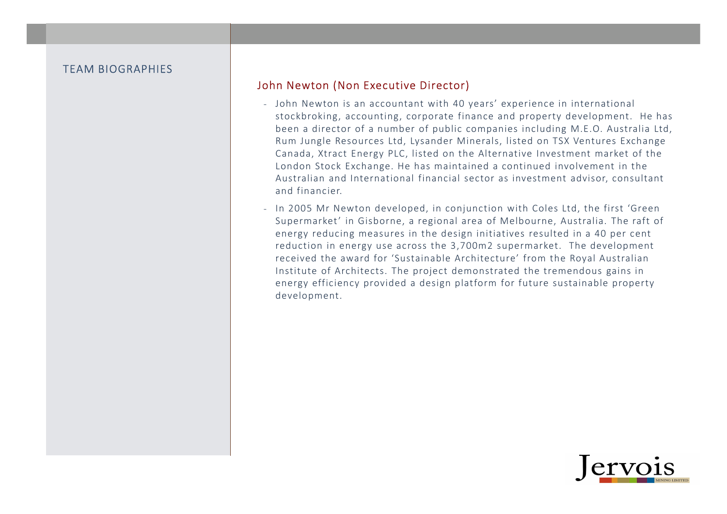## TEAM BIOGRAPHIES

### John Newton (Non Executive Director)

- John Newton is an accountant with 40 years' experience in international stockbroking, accounting, corporate finance and property development. He has been a director of a number of public companies including M.E.O. Australia Ltd, Rum Jungle Resources Ltd, Lysander Minerals, listed on TSX Ventures Exchange Canada, Xtract Energy PLC, listed on the Alternative Investment market of the London Stock Exchange. He has maintained a continued involvement in the Australian and International financial sector as investment advisor, consultant and financier.
- In 2005 Mr Newton developed, in conjunction with Coles Ltd, the first 'Green Supermarket' in Gisborne, a regional area of Melbourne, Australia. The raft of energy reducing measures in the design initiatives resulted in a 40 per cent reduction in energy use across the 3,700m2 supermarket. The development received the award for 'Sustainable Architecture' from the Royal Australian Institute of Architects. The project demonstrated the tremendous gains in energy efficiency provided a design platform for future sustainable property development.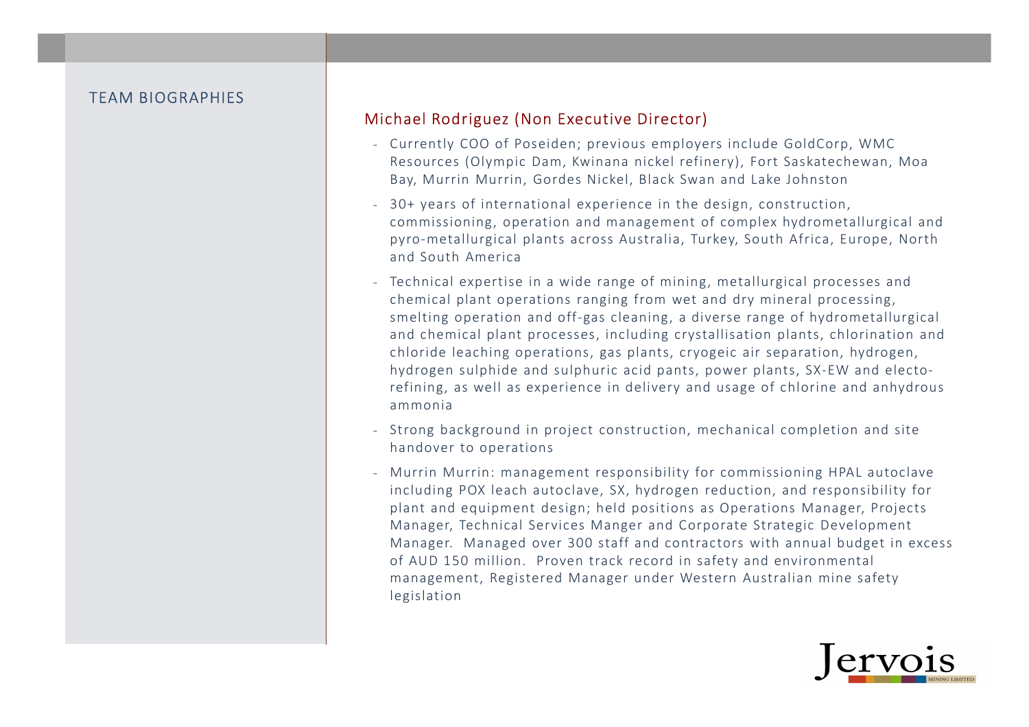## TEAM BIOGRAPHIES

### Michael Rodriguez (Non Executive Director)

- Currently COO of Poseiden; previous employers include GoldCorp, WMC Resources (Olympic Dam, Kwinana nickel refinery), Fort Saskatechewan, Moa Bay, Murrin Murrin, Gordes Nickel, Black Swan and Lake Johnston
- 30+ years of international experience in the design, construction, commissioning, operation and management of complex hydrometallurgical and pyro-metallurgical plants across Australia, Turkey, South Africa, Europe, North and South America
- Technical expertise in a wide range of mining, metallurgical processes and chemical plant operations ranging from wet and dry mineral processing, smelting operation and off-gas cleaning, a diverse range of hydrometallurgical and chemical plant processes, including crystallisation plants, chlorination and chloride leaching operations, gas plants, cryogeic air separation, hydrogen, hydrogen sulphide and sulphuric acid pants, power plants, SX-EW and electo-refining, as well as experience in delivery and usage of chlorine and anhydrous ammonia
- Strong background in project construction, mechanical completion and site handover to operations
- Murrin Murrin: management responsibility for commissioning HPAL autoclave including POX leach autoclave, SX, hydrogen reduction, and responsibility for plant and equipment design; held positions as Operations Manager, Projects Manager, Technical Services Manger and Corporate Strategic Development Manager. Managed over 300 staff and contractors with annual budget in excess of AUD 150 million. Proven track record in safety and environmental management, Registered Manager under Western Australian mine safety legislation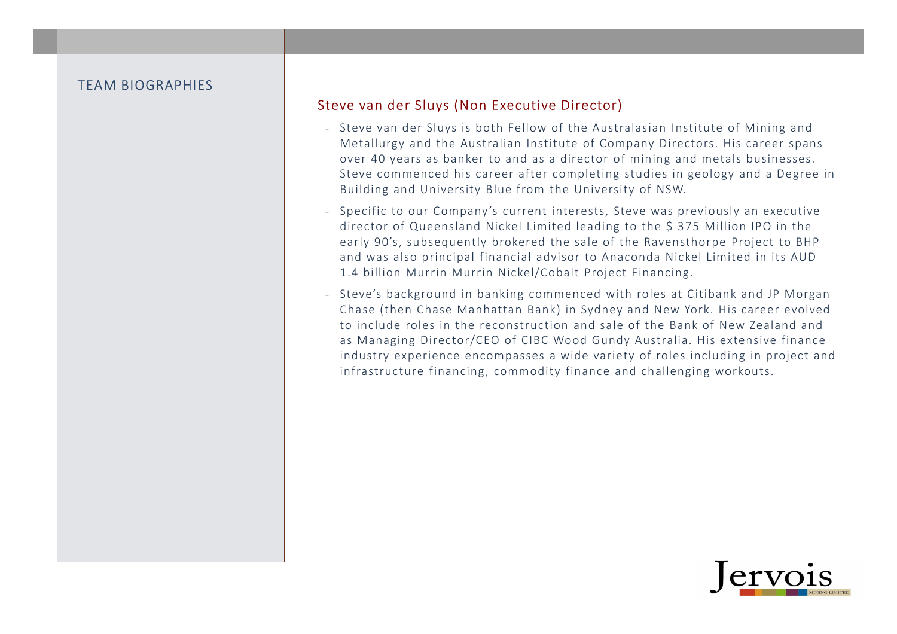## TEAM BIOGRAPHIES

### Steve van der Sluys (Non Executive Director)

- Steve van der Sluys is both Fellow of the Australasian Institute of Mining and Metallurgy and the Australian Institute of Company Directors. His career spans over 40 years as banker to and as a director of mining and metals businesses. Steve commenced his career after completing studies in geology and a Degree in Building and University Blue from the University of NSW.
- Specific to our Company's current interests, Steve was previously an executive director of Queensland Nickel Limited leading to the $ 375 Million IPO in the early 90's, subsequently brokered the sale of the Ravensthorpe Project to BHP and was also principal financial advisor to Anaconda Nickel Limited in its AUD 1.4 billion Murrin Murrin Nickel/Cobalt Project Financing.
- Steve's background in banking commenced with roles at Citibank and JP Morgan Chase (then Chase Manhattan Bank) in Sydney and New York. His career evolved to include roles in the reconstruction and sale of the Bank of New Zealand and as Managing Director/CEO of CIBC Wood Gundy Australia. His extensive finance industry experience encompasses a wide variety of roles including in project and infrastructure financing, commodity finance and challenging workouts.